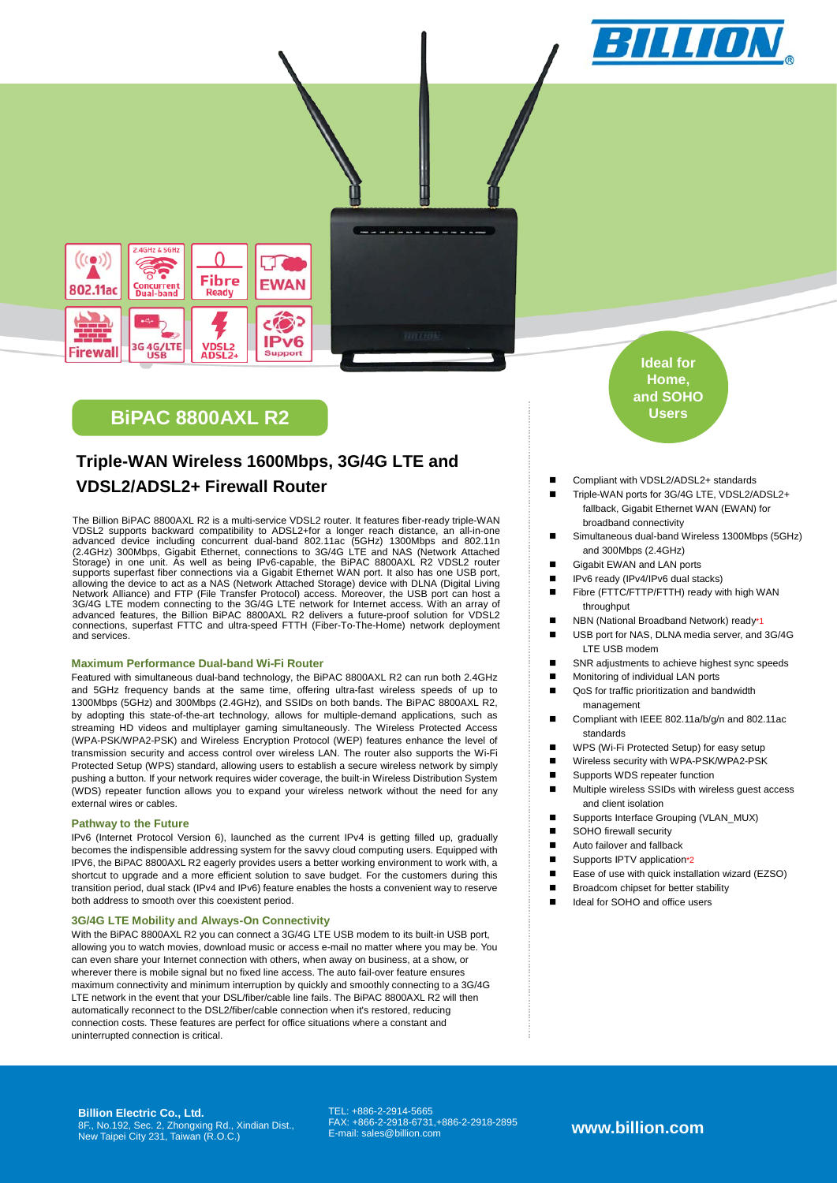# BiPAC 8800AXL R2

## Triple-WAN Wireless 1600Mbps, 3G/4G LTE and VDSL2/ADSL2+ Firewall Router

The Billion BiPAC 8800AXL R2 is a multi-service VDSL2 router. It features fiber-ready triple-WAN VDSL2 supports backward compatibility to ADSL2+for a longer reach distance, an all-in-one advanced device including concurrent dual-band 802.11ac (5GHz) 1300Mbps and 802.11n (2.4GHz) 300Mbps, Gigabit Ethernet, connections to 3G/4G LTE and NAS (Network Attached Storage) in one unit. As well as being IPv6-capable, the BiPAC 8800AXL R2 VDSL2 router supports superfast fiber connections via a Gigabit Ethernet WAN port. It also has one USB port, allowing the device to act as a NAS (Network Attached Storage) device with DLNA (Digital Living Network Alliance) and FTP (File Transfer Protocol) access. Moreover, the USB port can host a 3G/4G LTE modem connecting to the 3G/4G LTE network for Internet access. With an array of advanced features, the Billion BiPAC 8800AXL R2 delivers a future-proof solution for VDSL2 connections, superfast FTTC and ultra-speed FTTH (Fiber-To-The-Home) network deployment and services.

### Maximum Performance Dual-band Wi-Fi Router

Featured with simultaneous dual-band technology, the BiPAC 8800AXL R2 can run both 2.4GHz and 5GHz frequency bands at the same time, offering ultra-fast wireless speeds of up to 1300Mbps (5GHz) and 300Mbps (2.4GHz), and SSIDs on both bands. The BiPAC 8800AXL R2, by adopting this state-of-the-art technology, allows for multiple-demand applications, such as streaming HD videos and multiplayer gaming simultaneously. The Wireless Protected Access (WPA-PSK/WPA2-PSK) and Wireless Encryption Protocol (WEP) features enhance the level of transmission security and access control over wireless LAN. The router also supports the Wi-Fi Protected Setup (WPS) standard, allowing users to establish a secure wireless network by simply pushing a button. If your network requires wider coverage, the built-in Wireless Distribution System (WDS) repeater function allows you to expand your wireless network without the need for any external wires or cables.

### Pathway to the Future

IPv6 (Internet Protocol Version 6), launched as the current IPv4 is getting filled up, gradually becomes the indispensible addressing system for the savvy cloud computing users. Equipped with IPV6, the BiPAC 8800AXL R2 eagerly provides users a better working environment to work with, a shortcut to upgrade and a more efficient solution to save budget. For the customers during this transition period, dual stack (IPv4 and IPv6) feature enables the hosts a convenient way to reserve both address to smooth over this coexistent period.

### 3G/4G LTE Mobility and Always-On Connectivity

With the BiPAC 8800AXL R2 you can connect a 3G/4G LTE USB modem to its built-in USB port, allowing you to watch movies, download music or access e-mail no matter where you may be. You can even share your Internet connection with others, when away on business, at a show, or wherever there is mobile signal but no fixed line access. The auto fail-over feature ensures maximum connectivity and minimum interruption by quickly and smoothly connecting to a 3G/4G LTE network in the event that your DSL/fiber/cable line fails. The BiPAC 8800AXL R2 will then automatically reconnect to the DSL2/fiber/cable connection when it's restored, reducing connection costs. These features are perfect for office situations where a constant and uninterrupted connection is critical.

**Ideal for Home, and SOHO Users**

- Compliant with VDSL2/ADSL2+ standards
- Triple-WAN ports for 3G/4G LTE, VDSL2/ADSL2+ fallback, Gigabit Ethernet WAN (EWAN) for broadband connectivity
- Simultaneous dual-band Wireless 1300Mbps (5GHz) and 300Mbps (2.4GHz)
- Gigabit EWAN and LAN ports
- IPv6 ready (IPv4/IPv6 dual stacks)
- Fibre (FTTC/FTTP/FTTH) ready with high WAN throughput
- NBN (National Broadband Network) ready*1
- USB port for NAS, DLNA media server, and 3G/4G LTE USB modem
- SNR adjustments to achieve highest sync speeds
- Monitoring of individual LAN ports
- QoS for traffic prioritization and bandwidth management
- Compliant with IEEE 802.11a/b/g/n and 802.11ac standards
- WPS (Wi-Fi Protected Setup) for easy setup
- Wireless security with WPA-PSK/WPA2-PSK
- Supports WDS repeater function
- Multiple wireless SSIDs with wireless guest access and client isolation
- Supports Interface Grouping (VLAN_MUX)
- SOHO firewall security
- Auto failover and fallback
- Supports IPTV application*2
- Ease of use with quick installation wizard (EZSO)
- Broadcom chipset for better stability
- Ideal for SOHO and office users

**Billion Electric Co., Ltd.**
8F., No.192, Sec. 2, Zhongxing Rd., Xindian Dist., New Taipei City 231, Taiwan (R.O.C.)

TEL: +886-2-2914-5665
FAX: +886-2-2918-6731,+886-2-2918-2895
E-mail: sales@billion.com

**www.billion.com**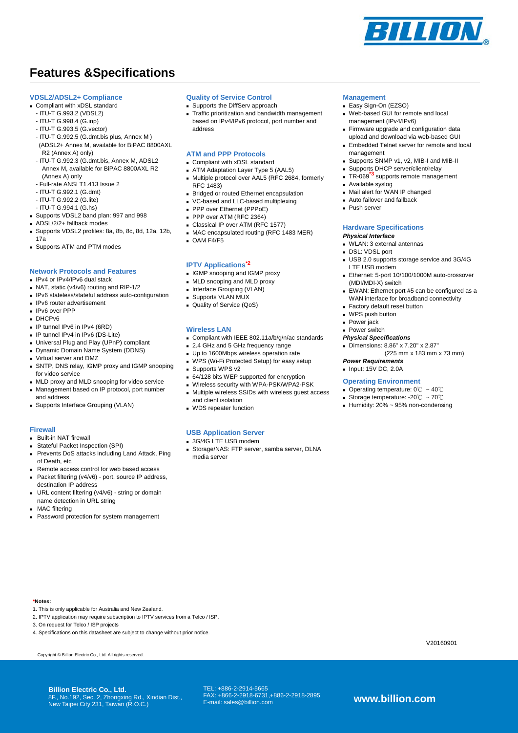# Features &Specifications

## VDSL2/ADSL2+ Compliance

- Compliant with xDSL standard
  - ITU-T G.993.2 (VDSL2)
  - ITU-T G.998.4 (G.inp)
  - ITU-T G.993.5 (G.vector)
  - ITU-T G.992.5 (G.dmt.bis plus, Annex M ) (ADSL2+ Annex M, available for BiPAC 8800AXL R2 (Annex A) only)
  - ITU-T G.992.3 (G.dmt.bis, Annex M, ADSL2 Annex M, available for BiPAC 8800AXL R2 (Annex A) only
  - Full-rate ANSI T1.413 Issue 2
  - ITU-T G.992.1 (G.dmt)
  - ITU-T G.992.2 (G.lite)
  - ITU-T G.994.1 (G.hs)
- Supports VDSL2 band plan: 997 and 998
- ADSL/2/2+ fallback modes
- Supports VDSL2 profiles: 8a, 8b, 8c, 8d, 12a, 12b, 17a
- Supports ATM and PTM modes

## Network Protocols and Features

- IPv4 or IPv4/IPv6 dual stack
- NAT, static (v4/v6) routing and RIP-1/2
- IPv6 stateless/stateful address auto-configuration
- IPv6 router advertisement
- IPv6 over PPP
- DHCPv6
- IP tunnel IPv6 in IPv4 (6RD)
- IP tunnel IPv4 in IPv6 (DS-Lite)
- Universal Plug and Play (UPnP) compliant
- Dynamic Domain Name System (DDNS)
- Virtual server and DMZ
- SNTP, DNS relay, IGMP proxy and IGMP snooping for video service
- MLD proxy and MLD snooping for video service
- Management based on IP protocol, port number and address
- Supports Interface Grouping (VLAN)

## Firewall

- Built-in NAT firewall
- Stateful Packet Inspection (SPI)
- Prevents DoS attacks including Land Attack, Ping of Death, etc
- Remote access control for web based access
- Packet filtering (v4/v6) - port, source IP address, destination IP address
- URL content filtering (v4/v6) - string or domain name detection in URL string
- MAC filtering
- Password protection for system management

## Quality of Service Control

- Supports the DiffServ approach
- Traffic prioritization and bandwidth management based on IPv4/IPv6 protocol, port number and address

## ATM and PPP Protocols

- Compliant with xDSL standard
- ATM Adaptation Layer Type 5 (AAL5)
- Multiple protocol over AAL5 (RFC 2684, formerly RFC 1483)
- Bridged or routed Ethernet encapsulation
- VC-based and LLC-based multiplexing
- PPP over Ethernet (PPPoE)
- PPP over ATM (RFC 2364)
- Classical IP over ATM (RFC 1577)
- MAC encapsulated routing (RFC 1483 MER)
- OAM F4/F5

## IPTV Applications*2

- IGMP snooping and IGMP proxy
- MLD snooping and MLD proxy
- Interface Grouping (VLAN)
- Supports VLAN MUX
- Quality of Service (QoS)

## Wireless LAN

- Compliant with IEEE 802.11a/b/g/n/ac standards
- 2.4 GHz and 5 GHz frequency range
- Up to 1600Mbps wireless operation rate
- WPS (Wi-Fi Protected Setup) for easy setup
- Supports WPS v2
- 64/128 bits WEP supported for encryption
- Wireless security with WPA-PSK/WPA2-PSK
- Multiple wireless SSIDs with wireless guest access and client isolation
- WDS repeater function

## USB Application Server

- 3G/4G LTE USB modem
- Storage/NAS: FTP server, samba server, DLNA media server

## Management

- Easy Sign-On (EZSO)
- Web-based GUI for remote and local management (IPv4/IPv6)
- Firmware upgrade and configuration data upload and download via web-based GUI
- Embedded Telnet server for remote and local management
- Supports SNMP v1, v2, MIB-I and MIB-II
- Supports DHCP server/client/relay
- TR-069*3 supports remote management
- Available syslog
- Mail alert for WAN IP changed
- Auto failover and fallback
- Push server

## Hardware Specifications

***Physical Interface***

- WLAN: 3 external antennas
- DSL: VDSL port
- USB 2.0 supports storage service and 3G/4G LTE USB modem
- Ethernet: 5-port 10/100/1000M auto-crossover (MDI/MDI-X) switch
- EWAN: Ethernet port #5 can be configured as a WAN interface for broadband connectivity
- Factory default reset button
- WPS push button
- Power jack
- Power switch

***Physical Specifications***

- Dimensions: 8.86" x 7.20" x 2.87" (225 mm x 183 mm x 73 mm)

***Power Requirements***

- Input: 15V DC, 2.0A

## Operating Environment

- Operating temperature: 0℃ ~ 40℃
- Storage temperature: -20℃ ~ 70℃
- Humidity: 20% ~ 95% non-condensing

**\*Notes:**

1. This is only applicable for Australia and New Zealand.
2. IPTV application may require subscription to IPTV services from a Telco / ISP.
3. On request for Telco / ISP projects
4. Specifications on this datasheet are subject to change without prior notice.

V20160901

Copyright © Billion Electric Co., Ltd. All rights reserved.

**Billion Electric Co., Ltd.**
8F., No.192, Sec. 2, Zhongxing Rd., Xindian Dist., New Taipei City 231, Taiwan (R.O.C.)

TEL: +886-2-2914-5665
FAX: +886-2-2918-6731,+886-2-2918-2895
E-mail: sales@billion.com

**www.billion.com**